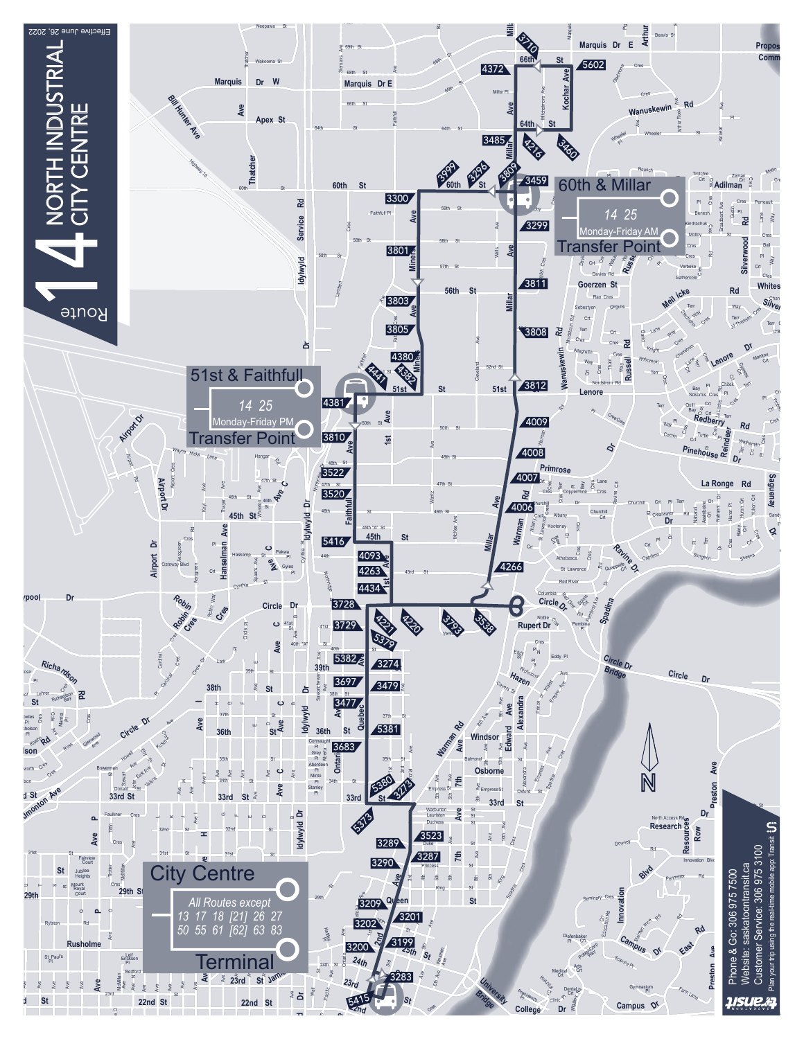# Route 14 NORTH INDUSTRIAL CITY CENTRE

Effective June 26, 2022

## 60th & Millar Transfer Point

14 25

Monday-Friday AM

## 51st & Faithfull Transfer Point

14 25

Monday-Friday PM

## City Centre Terminal

All Routes except

13 17 18 [21] 26 27

50 55 61 [62] 63 83

Phone & Go: 306 975 7500

Website: saskatoontransit.ca

Customer Service: 306 975 3100

Plan your trip using the real-time mobile app: Transit

Saskatoon Transit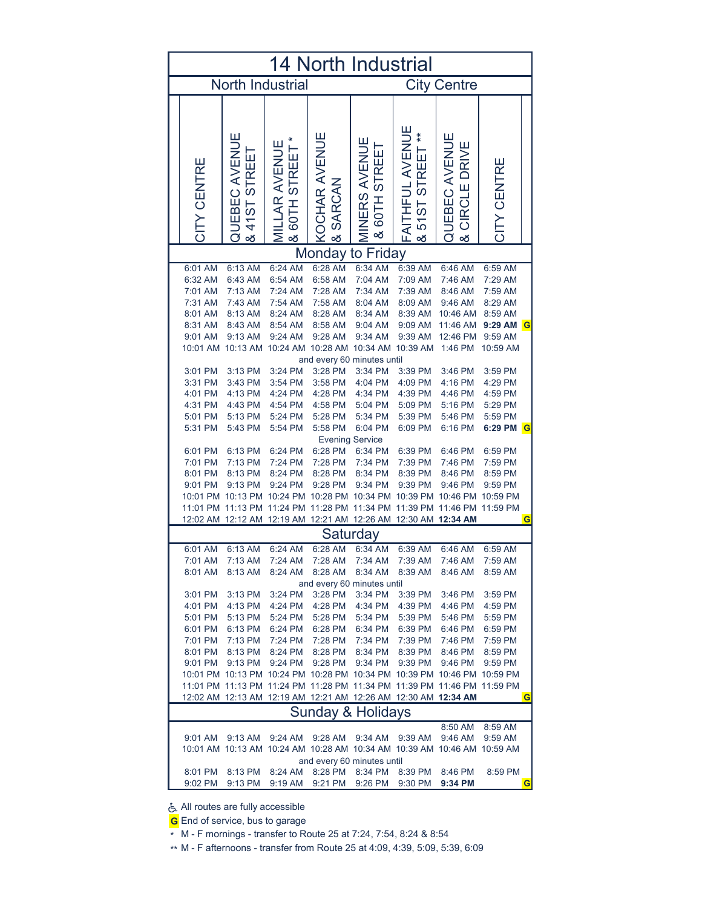# 14 North Industrial

| North Industrial | | | | | City Centre | | | |
|---|---|---|---|---|---|---|---|---|
| CITY CENTRE | QUEBEC AVENUE & 41ST STREET | MILLAR AVENUE & 60TH STREET * | KOCHAR AVENUE & SARCAN | MINERS AVENUE & 60TH STREET | FAITHFUL AVENUE & 51ST STREET ** | QUEBEC AVENUE & CIRCLE DRIVE | CITY CENTRE | |
| **Monday to Friday** | | | | | | | | |
| 6:01 AM | 6:13 AM | 6:24 AM | 6:28 AM | 6:34 AM | 6:39 AM | 6:46 AM | 6:59 AM | |
| 6:32 AM | 6:43 AM | 6:54 AM | 6:58 AM | 7:04 AM | 7:09 AM | 7:46 AM | 7:29 AM | |
| 7:01 AM | 7:13 AM | 7:24 AM | 7:28 AM | 7:34 AM | 7:39 AM | 8:46 AM | 7:59 AM | |
| 7:31 AM | 7:43 AM | 7:54 AM | 7:58 AM | 8:04 AM | 8:09 AM | 9:46 AM | 8:29 AM | |
| 8:01 AM | 8:13 AM | 8:24 AM | 8:28 AM | 8:34 AM | 8:39 AM | 10:46 AM | 8:59 AM | |
| 8:31 AM | 8:43 AM | 8:54 AM | 8:58 AM | 9:04 AM | 9:09 AM | 11:46 AM | **9:29 AM** | G |
| 9:01 AM | 9:13 AM | 9:24 AM | 9:28 AM | 9:34 AM | 9:39 AM | 12:46 PM | 9:59 AM | |
| 10:01 AM | 10:13 AM | 10:24 AM | 10:28 AM | 10:34 AM | 10:39 AM | 1:46 PM | 10:59 AM | |
| and every 60 minutes until | | | | | | | | |
| 3:01 PM | 3:13 PM | 3:24 PM | 3:28 PM | 3:34 PM | 3:39 PM | 3:46 PM | 3:59 PM | |
| 3:31 PM | 3:43 PM | 3:54 PM | 3:58 PM | 4:04 PM | 4:09 PM | 4:16 PM | 4:29 PM | |
| 4:01 PM | 4:13 PM | 4:24 PM | 4:28 PM | 4:34 PM | 4:39 PM | 4:46 PM | 4:59 PM | |
| 4:31 PM | 4:43 PM | 4:54 PM | 4:58 PM | 5:04 PM | 5:09 PM | 5:16 PM | 5:29 PM | |
| 5:01 PM | 5:13 PM | 5:24 PM | 5:28 PM | 5:34 PM | 5:39 PM | 5:46 PM | 5:59 PM | |
| 5:31 PM | 5:43 PM | 5:54 PM | 5:58 PM | 6:04 PM | 6:09 PM | 6:16 PM | **6:29 PM** | G |
| Evening Service | | | | | | | | |
| 6:01 PM | 6:13 PM | 6:24 PM | 6:28 PM | 6:34 PM | 6:39 PM | 6:46 PM | 6:59 PM | |
| 7:01 PM | 7:13 PM | 7:24 PM | 7:28 PM | 7:34 PM | 7:39 PM | 7:46 PM | 7:59 PM | |
| 8:01 PM | 8:13 PM | 8:24 PM | 8:28 PM | 8:34 PM | 8:39 PM | 8:46 PM | 8:59 PM | |
| 9:01 PM | 9:13 PM | 9:24 PM | 9:28 PM | 9:34 PM | 9:39 PM | 9:46 PM | 9:59 PM | |
| 10:01 PM | 10:13 PM | 10:24 PM | 10:28 PM | 10:34 PM | 10:39 PM | 10:46 PM | 10:59 PM | |
| 11:01 PM | 11:13 PM | 11:24 PM | 11:28 PM | 11:34 PM | 11:39 PM | 11:46 PM | 11:59 PM | |
| 12:02 AM | 12:12 AM | 12:19 AM | 12:21 AM | 12:26 AM | 12:30 AM | **12:34 AM** | | G |
| **Saturday** | | | | | | | | |
| 6:01 AM | 6:13 AM | 6:24 AM | 6:28 AM | 6:34 AM | 6:39 AM | 6:46 AM | 6:59 AM | |
| 7:01 AM | 7:13 AM | 7:24 AM | 7:28 AM | 7:34 AM | 7:39 AM | 7:46 AM | 7:59 AM | |
| 8:01 AM | 8:13 AM | 8:24 AM | 8:28 AM | 8:34 AM | 8:39 AM | 8:46 AM | 8:59 AM | |
| and every 60 minutes until | | | | | | | | |
| 3:01 PM | 3:13 PM | 3:24 PM | 3:28 PM | 3:34 PM | 3:39 PM | 3:46 PM | 3:59 PM | |
| 4:01 PM | 4:13 PM | 4:24 PM | 4:28 PM | 4:34 PM | 4:39 PM | 4:46 PM | 4:59 PM | |
| 5:01 PM | 5:13 PM | 5:24 PM | 5:28 PM | 5:34 PM | 5:39 PM | 5:46 PM | 5:59 PM | |
| 6:01 PM | 6:13 PM | 6:24 PM | 6:28 PM | 6:34 PM | 6:39 PM | 6:46 PM | 6:59 PM | |
| 7:01 PM | 7:13 PM | 7:24 PM | 7:28 PM | 7:34 PM | 7:39 PM | 7:46 PM | 7:59 PM | |
| 8:01 PM | 8:13 PM | 8:24 PM | 8:28 PM | 8:34 PM | 8:39 PM | 8:46 PM | 8:59 PM | |
| 9:01 PM | 9:13 PM | 9:24 PM | 9:28 PM | 9:34 PM | 9:39 PM | 9:46 PM | 9:59 PM | |
| 10:01 PM | 10:13 PM | 10:24 PM | 10:28 PM | 10:34 PM | 10:39 PM | 10:46 PM | 10:59 PM | |
| 11:01 PM | 11:13 PM | 11:24 PM | 11:28 PM | 11:34 PM | 11:39 PM | 11:46 PM | 11:59 PM | |
| 12:02 AM | 12:13 AM | 12:19 AM | 12:21 AM | 12:26 AM | 12:30 AM | **12:34 AM** | | G |
| **Sunday & Holidays** | | | | | | | | |
| | | | | | | 8:50 AM | 8:59 AM | |
| 9:01 AM | 9:13 AM | 9:24 AM | 9:28 AM | 9:34 AM | 9:39 AM | 9:46 AM | 9:59 AM | |
| 10:01 AM | 10:13 AM | 10:24 AM | 10:28 AM | 10:34 AM | 10:39 AM | 10:46 AM | 10:59 AM | |
| and every 60 minutes until | | | | | | | | |
| 8:01 PM | 8:13 PM | 8:24 PM | 8:28 PM | 8:34 PM | 8:39 PM | 8:46 PM | 8:59 PM | |
| 9:02 PM | 9:13 PM | 9:19 AM | 9:21 PM | 9:26 PM | 9:30 PM | **9:34 PM** | | G |

♿ All routes are fully accessible

**G** End of service, bus to garage

\* M - F mornings - transfer to Route 25 at 7:24, 7:54, 8:24 & 8:54

** M - F afternoons - transfer from Route 25 at 4:09, 4:39, 5:09, 5:39, 6:09